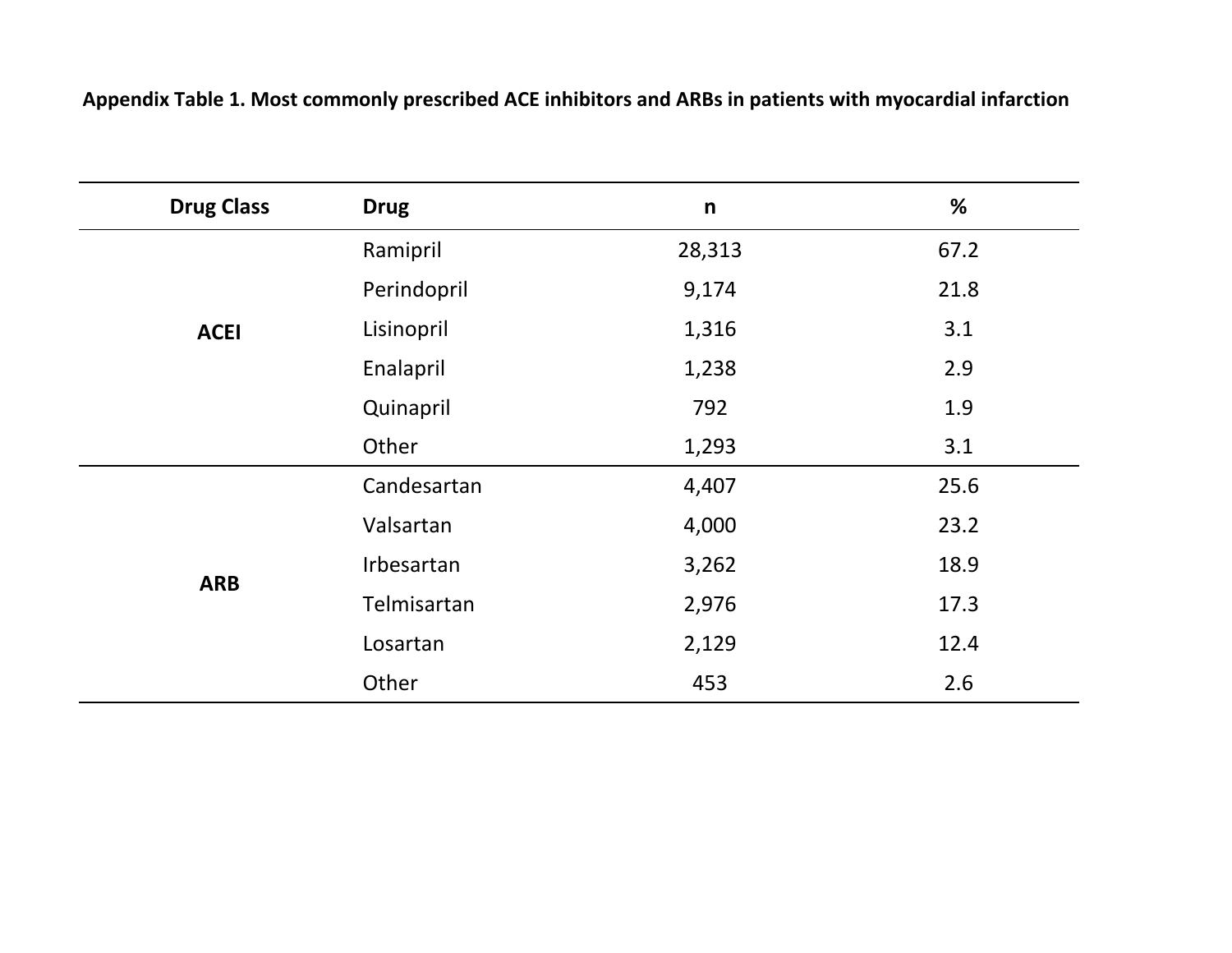**Appendix Table 1. Most commonly prescribed ACE inhibitors and ARBs in patients with myocardial infarction**

| Drug Class | Drug | n | % |
|---|---|---|---|
| ACEI | Ramipril | 28,313 | 67.2 |
| | Perindopril | 9,174 | 21.8 |
| | Lisinopril | 1,316 | 3.1 |
| | Enalapril | 1,238 | 2.9 |
| | Quinapril | 792 | 1.9 |
| | Other | 1,293 | 3.1 |
| ARB | Candesartan | 4,407 | 25.6 |
| | Valsartan | 4,000 | 23.2 |
| | Irbesartan | 3,262 | 18.9 |
| | Telmisartan | 2,976 | 17.3 |
| | Losartan | 2,129 | 12.4 |
| | Other | 453 | 2.6 |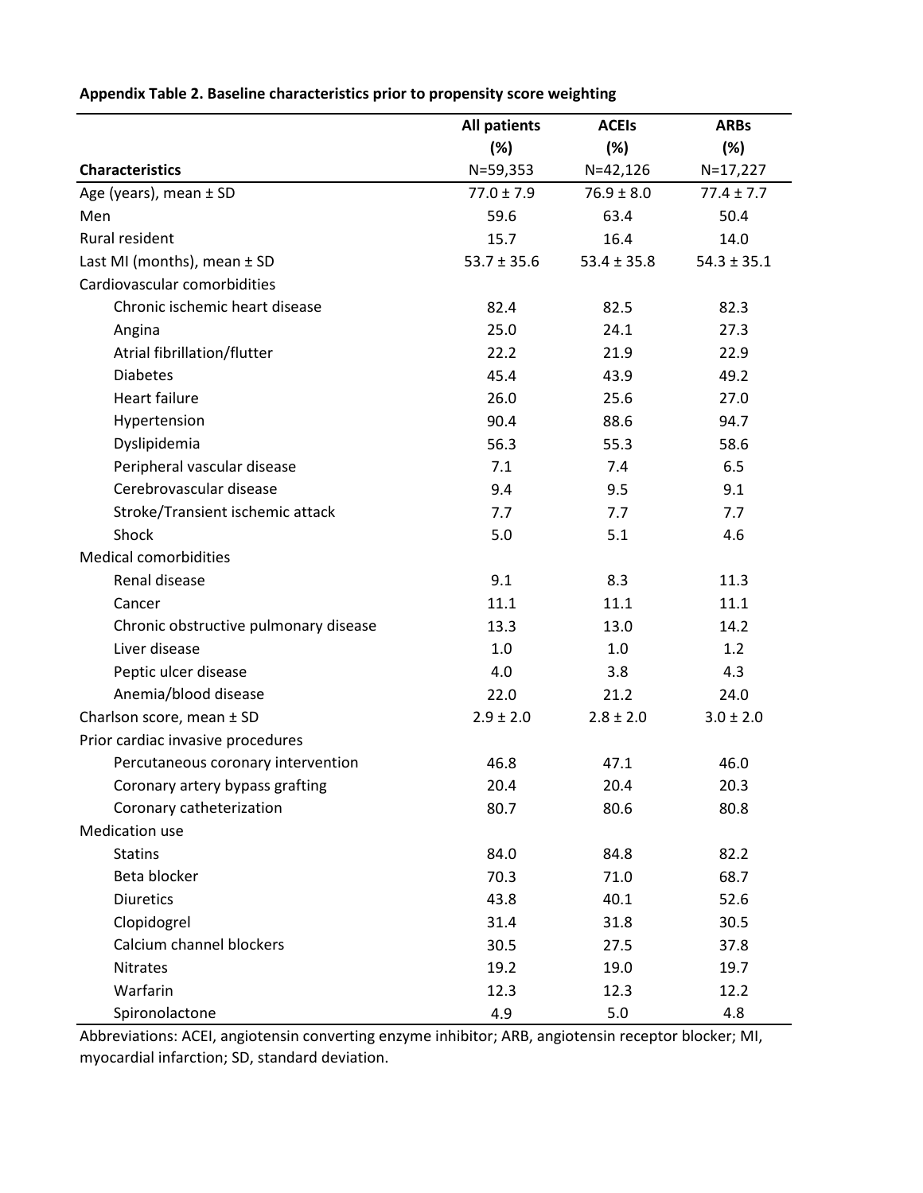**Appendix Table 2. Baseline characteristics prior to propensity score weighting**

| Characteristics | All patients (%) N=59,353 | ACEIs (%) N=42,126 | ARBs (%) N=17,227 |
|---|---|---|---|
| Age (years), mean ± SD | 77.0 ± 7.9 | 76.9 ± 8.0 | 77.4 ± 7.7 |
| Men | 59.6 | 63.4 | 50.4 |
| Rural resident | 15.7 | 16.4 | 14.0 |
| Last MI (months), mean ± SD | 53.7 ± 35.6 | 53.4 ± 35.8 | 54.3 ± 35.1 |
| Cardiovascular comorbidities | | | |
| Chronic ischemic heart disease | 82.4 | 82.5 | 82.3 |
| Angina | 25.0 | 24.1 | 27.3 |
| Atrial fibrillation/flutter | 22.2 | 21.9 | 22.9 |
| Diabetes | 45.4 | 43.9 | 49.2 |
| Heart failure | 26.0 | 25.6 | 27.0 |
| Hypertension | 90.4 | 88.6 | 94.7 |
| Dyslipidemia | 56.3 | 55.3 | 58.6 |
| Peripheral vascular disease | 7.1 | 7.4 | 6.5 |
| Cerebrovascular disease | 9.4 | 9.5 | 9.1 |
| Stroke/Transient ischemic attack | 7.7 | 7.7 | 7.7 |
| Shock | 5.0 | 5.1 | 4.6 |
| Medical comorbidities | | | |
| Renal disease | 9.1 | 8.3 | 11.3 |
| Cancer | 11.1 | 11.1 | 11.1 |
| Chronic obstructive pulmonary disease | 13.3 | 13.0 | 14.2 |
| Liver disease | 1.0 | 1.0 | 1.2 |
| Peptic ulcer disease | 4.0 | 3.8 | 4.3 |
| Anemia/blood disease | 22.0 | 21.2 | 24.0 |
| Charlson score, mean ± SD | 2.9 ± 2.0 | 2.8 ± 2.0 | 3.0 ± 2.0 |
| Prior cardiac invasive procedures | | | |
| Percutaneous coronary intervention | 46.8 | 47.1 | 46.0 |
| Coronary artery bypass grafting | 20.4 | 20.4 | 20.3 |
| Coronary catheterization | 80.7 | 80.6 | 80.8 |
| Medication use | | | |
| Statins | 84.0 | 84.8 | 82.2 |
| Beta blocker | 70.3 | 71.0 | 68.7 |
| Diuretics | 43.8 | 40.1 | 52.6 |
| Clopidogrel | 31.4 | 31.8 | 30.5 |
| Calcium channel blockers | 30.5 | 27.5 | 37.8 |
| Nitrates | 19.2 | 19.0 | 19.7 |
| Warfarin | 12.3 | 12.3 | 12.2 |
| Spironolactone | 4.9 | 5.0 | 4.8 |

Abbreviations: ACEI, angiotensin converting enzyme inhibitor; ARB, angiotensin receptor blocker; MI, myocardial infarction; SD, standard deviation.